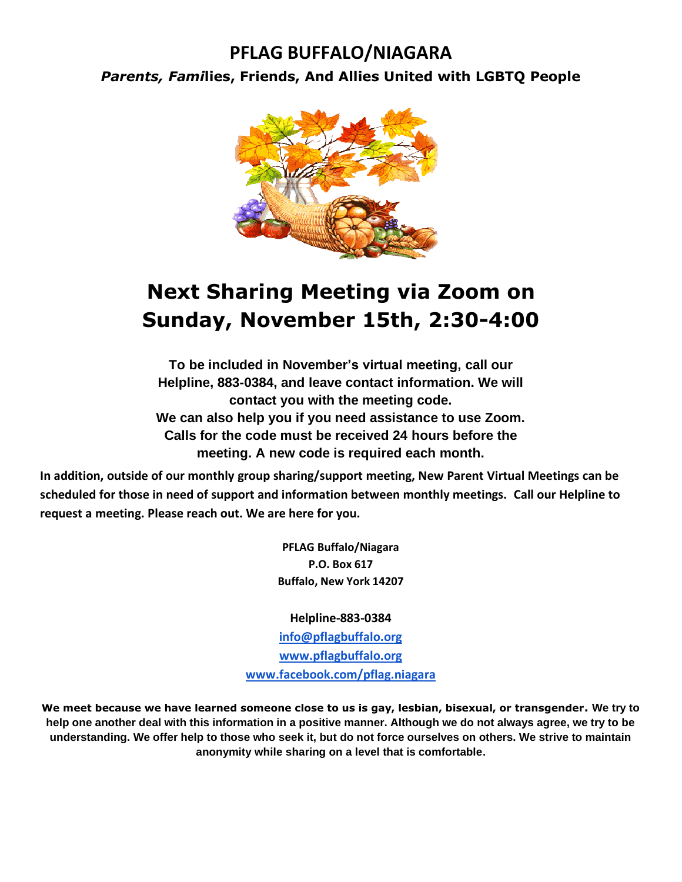# PFLAG BUFFALO/NIAGARA

***Parents, Families*, Friends, And Allies United with LGBTQ People**

## Next Sharing Meeting via Zoom on Sunday, November 15th, 2:30-4:00

**To be included in November's virtual meeting, call our Helpline, 883-0384, and leave contact information. We will contact you with the meeting code.**
**We can also help you if you need assistance to use Zoom.**
**Calls for the code must be received 24 hours before the meeting. A new code is required each month.**

**In addition, outside of our monthly group sharing/support meeting, New Parent Virtual Meetings can be scheduled for those in need of support and information between monthly meetings. Call our Helpline to request a meeting. Please reach out. We are here for you.**

**PFLAG Buffalo/Niagara**
**P.O. Box 617**
**Buffalo, New York 14207**

**Helpline-883-0384**
**info@pflagbuffalo.org**
**www.pflagbuffalo.org**
**www.facebook.com/pflag.niagara**

**We meet because we have learned someone close to us is gay, lesbian, bisexual, or transgender. We try to help one another deal with this information in a positive manner. Although we do not always agree, we try to be understanding. We offer help to those who seek it, but do not force ourselves on others. We strive to maintain anonymity while sharing on a level that is comfortable.**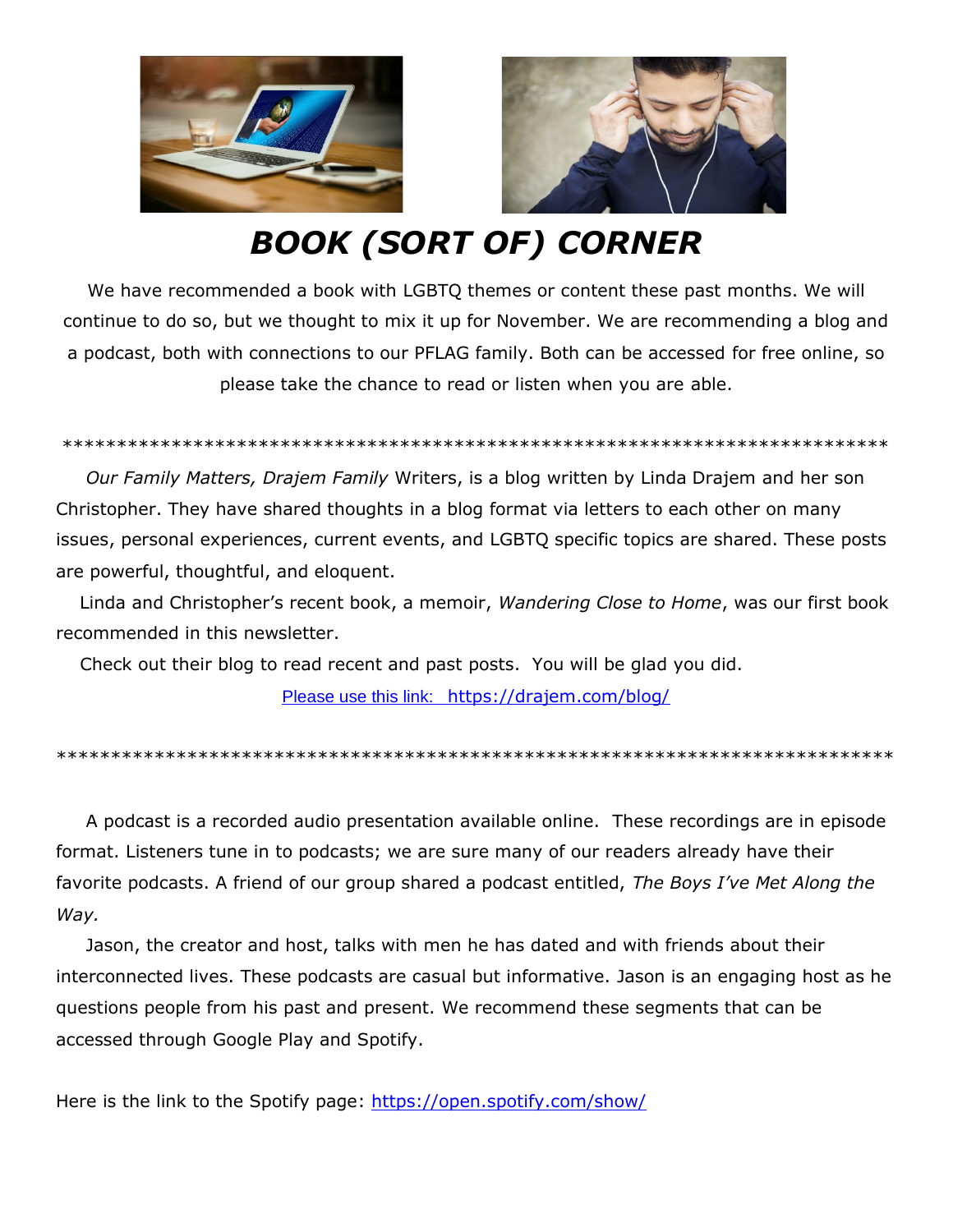# *BOOK (SORT OF) CORNER*

We have recommended a book with LGBTQ themes or content these past months. We will continue to do so, but we thought to mix it up for November. We are recommending a blog and a podcast, both with connections to our PFLAG family. Both can be accessed for free online, so please take the chance to read or listen when you are able.

*******************************************************************************

*Our Family Matters, Drajem Family* Writers, is a blog written by Linda Drajem and her son Christopher. They have shared thoughts in a blog format via letters to each other on many issues, personal experiences, current events, and LGBTQ specific topics are shared. These posts are powerful, thoughtful, and eloquent.

Linda and Christopher's recent book, a memoir, *Wandering Close to Home*, was our first book recommended in this newsletter.

Check out their blog to read recent and past posts. You will be glad you did.

Please use this link: https://drajem.com/blog/

*******************************************************************************

A podcast is a recorded audio presentation available online. These recordings are in episode format. Listeners tune in to podcasts; we are sure many of our readers already have their favorite podcasts. A friend of our group shared a podcast entitled, *The Boys I've Met Along the Way.*

Jason, the creator and host, talks with men he has dated and with friends about their interconnected lives. These podcasts are casual but informative. Jason is an engaging host as he questions people from his past and present. We recommend these segments that can be accessed through Google Play and Spotify.

Here is the link to the Spotify page: https://open.spotify.com/show/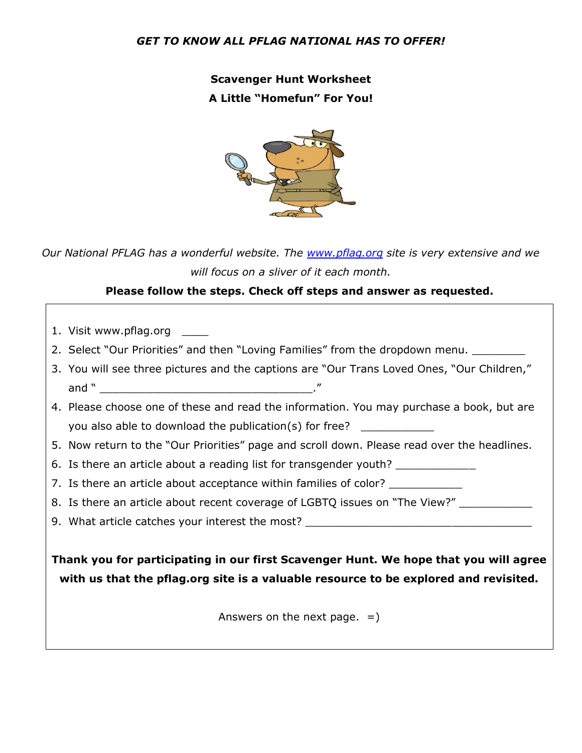***GET TO KNOW ALL PFLAG NATIONAL HAS TO OFFER!***

**Scavenger Hunt Worksheet**

**A Little "Homefun" For You!**

*Our National PFLAG has a wonderful website. The [www.pflag.org](http://www.pflag.org) site is very extensive and we will focus on a sliver of it each month.*

**Please follow the steps. Check off steps and answer as requested.**

1. Visit www.pflag.org ____
2. Select "Our Priorities" and then "Loving Families" from the dropdown menu. ________
3. You will see three pictures and the captions are "Our Trans Loved Ones, "Our Children," and " _________________________________."
4. Please choose one of these and read the information. You may purchase a book, but are you also able to download the publication(s) for free? ___________
5. Now return to the "Our Priorities" page and scroll down. Please read over the headlines.
6. Is there an article about a reading list for transgender youth? ____________
7. Is there an article about acceptance within families of color? ___________
8. Is there an article about recent coverage of LGBTQ issues on "The View?" ___________
9. What article catches your interest the most? ___________________________________

**Thank you for participating in our first Scavenger Hunt. We hope that you will agree with us that the pflag.org site is a valuable resource to be explored and revisited.**

Answers on the next page. =)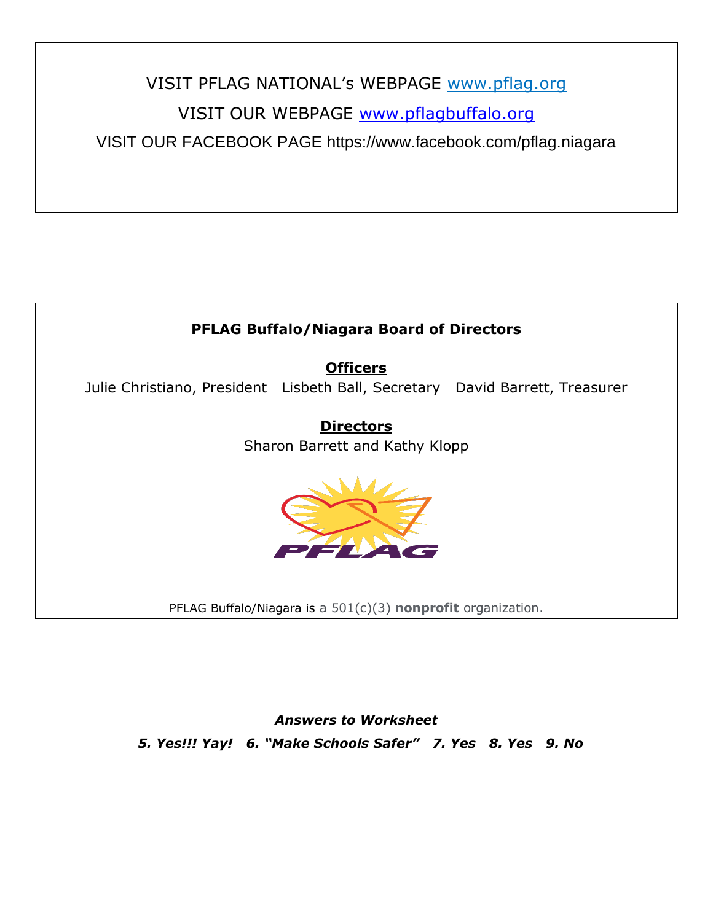VISIT PFLAG NATIONAL's WEBPAGE [www.pflag.org](http://www.pflag.org)

VISIT OUR WEBPAGE [www.pflagbuffalo.org](http://www.pflagbuffalo.org)

VISIT OUR FACEBOOK PAGE https://www.facebook.com/pflag.niagara

**PFLAG Buffalo/Niagara Board of Directors**

**Officers**

Julie Christiano, President   Lisbeth Ball, Secretary   David Barrett, Treasurer

**Directors**

Sharon Barrett and Kathy Klopp

PFLAG Buffalo/Niagara is a 501(c)(3) **nonprofit** organization.

***Answers to Worksheet***

***5. Yes!!! Yay!   6. "Make Schools Safer"   7. Yes   8. Yes   9. No***